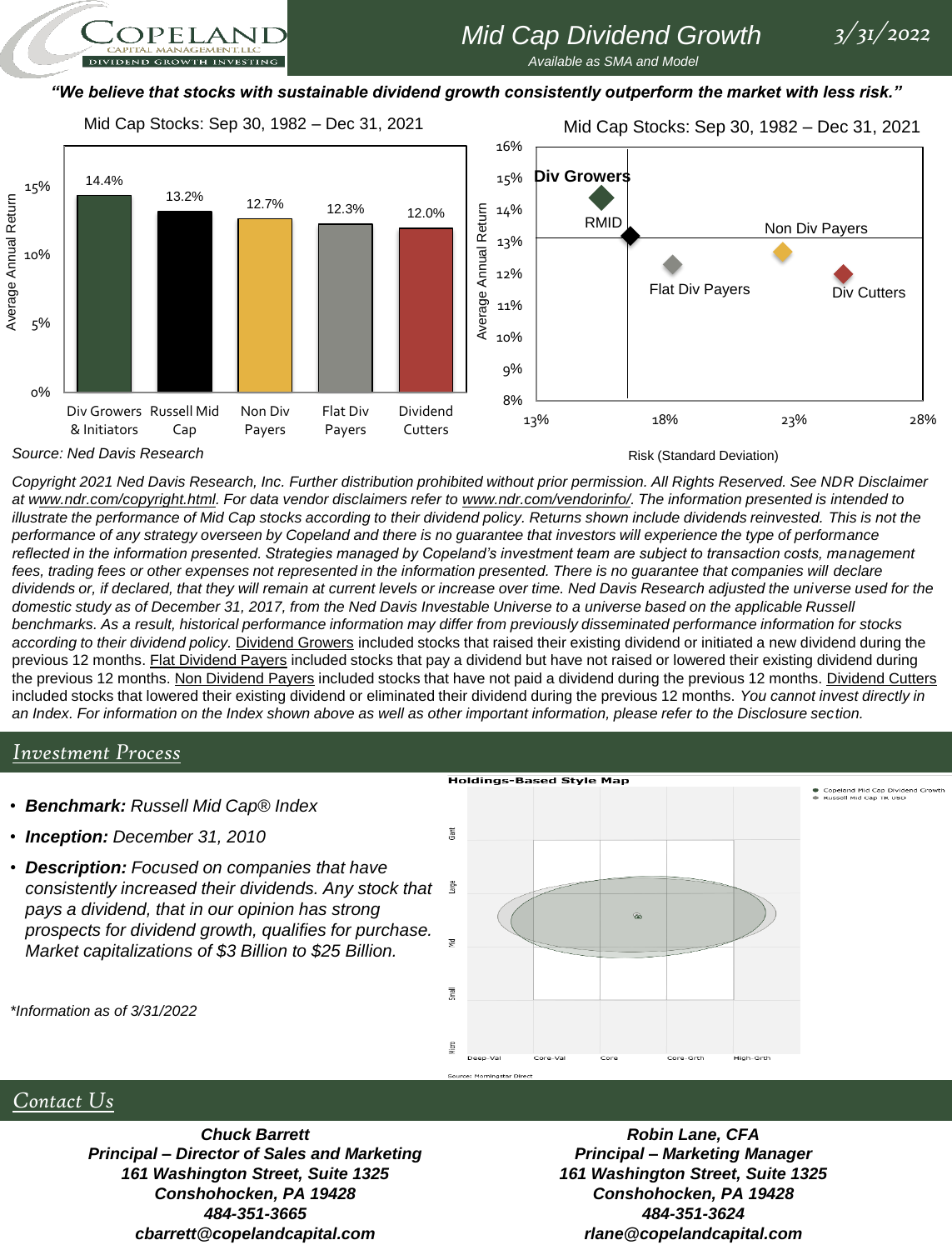COPELAND CAPITAL MANAGEMENT, LLC
DIVIDEND GROWTH INVESTING

# Mid Cap Dividend Growth

Available as SMA and Model

3/31/2022

***"We believe that stocks with sustainable dividend growth consistently outperform the market with less risk."***

Mid Cap Stocks: Sep 30, 1982 – Dec 31, 2021

Average Annual Return

0%
5%
10%
15%

14.4%
13.2%
12.7%
12.3%
12.0%

Div Growers & Initiators
Russell Mid Cap
Non Div Payers
Flat Div Payers
Dividend Cutters

Mid Cap Stocks: Sep 30, 1982 – Dec 31, 2021

Average Annual Return

8%
9%
10%
11%
12%
13%
14%
15%
16%

Div Growers
RMID
Non Div Payers
Flat Div Payers
Div Cutters

13%
18%
23%
28%

Risk (Standard Deviation)

*Source: Ned Davis Research*

*Copyright 2021 Ned Davis Research, Inc. Further distribution prohibited without prior permission. All Rights Reserved. See NDR Disclaimer at www.ndr.com/copyright.html. For data vendor disclaimers refer to www.ndr.com/vendorinfo/. The information presented is intended to illustrate the performance of Mid Cap stocks according to their dividend policy. Returns shown include dividends reinvested. This is not the performance of any strategy overseen by Copeland and there is no guarantee that investors will experience the type of performance reflected in the information presented. Strategies managed by Copeland's investment team are subject to transaction costs, management fees, trading fees or other expenses not represented in the information presented. There is no guarantee that companies will declare dividends or, if declared, that they will remain at current levels or increase over time. Ned Davis Research adjusted the universe used for the domestic study as of December 31, 2017, from the Ned Davis Investable Universe to a universe based on the applicable Russell benchmarks. As a result, historical performance information may differ from previously disseminated performance information for stocks according to their dividend policy.* Dividend Growers included stocks that raised their existing dividend or initiated a new dividend during the previous 12 months. Flat Dividend Payers included stocks that pay a dividend but have not raised or lowered their existing dividend during the previous 12 months. Non Dividend Payers included stocks that have not paid a dividend during the previous 12 months. Dividend Cutters included stocks that lowered their existing dividend or eliminated their dividend during the previous 12 months. *You cannot invest directly in an Index. For information on the Index shown above as well as other important information, please refer to the Disclosure section.*

## Investment Process

- ***Benchmark:*** *Russell Mid Cap® Index*
- ***Inception:*** *December 31, 2010*
- ***Description:*** *Focused on companies that have consistently increased their dividends. Any stock that pays a dividend, that in our opinion has strong prospects for dividend growth, qualifies for purchase. Market capitalizations of $3 Billion to $25 Billion.*

*\*Information as of 3/31/2022*

Holdings-Based Style Map

Copeland Mid Cap Dividend Growth
Russell Mid Cap TR USD

Giant
Large
Mid
Small
Micro

Deep-Val
Core-Val
Core
Core-Grth
High-Grth

Source: Morningstar Direct

## Contact Us

***Chuck Barrett***
***Principal – Director of Sales and Marketing***
***161 Washington Street, Suite 1325***
***Conshohocken, PA 19428***
***484-351-3665***
***cbarrett@copelandcapital.com***

***Robin Lane, CFA***
***Principal – Marketing Manager***
***161 Washington Street, Suite 1325***
***Conshohocken, PA 19428***
***484-351-3624***
***rlane@copelandcapital.com***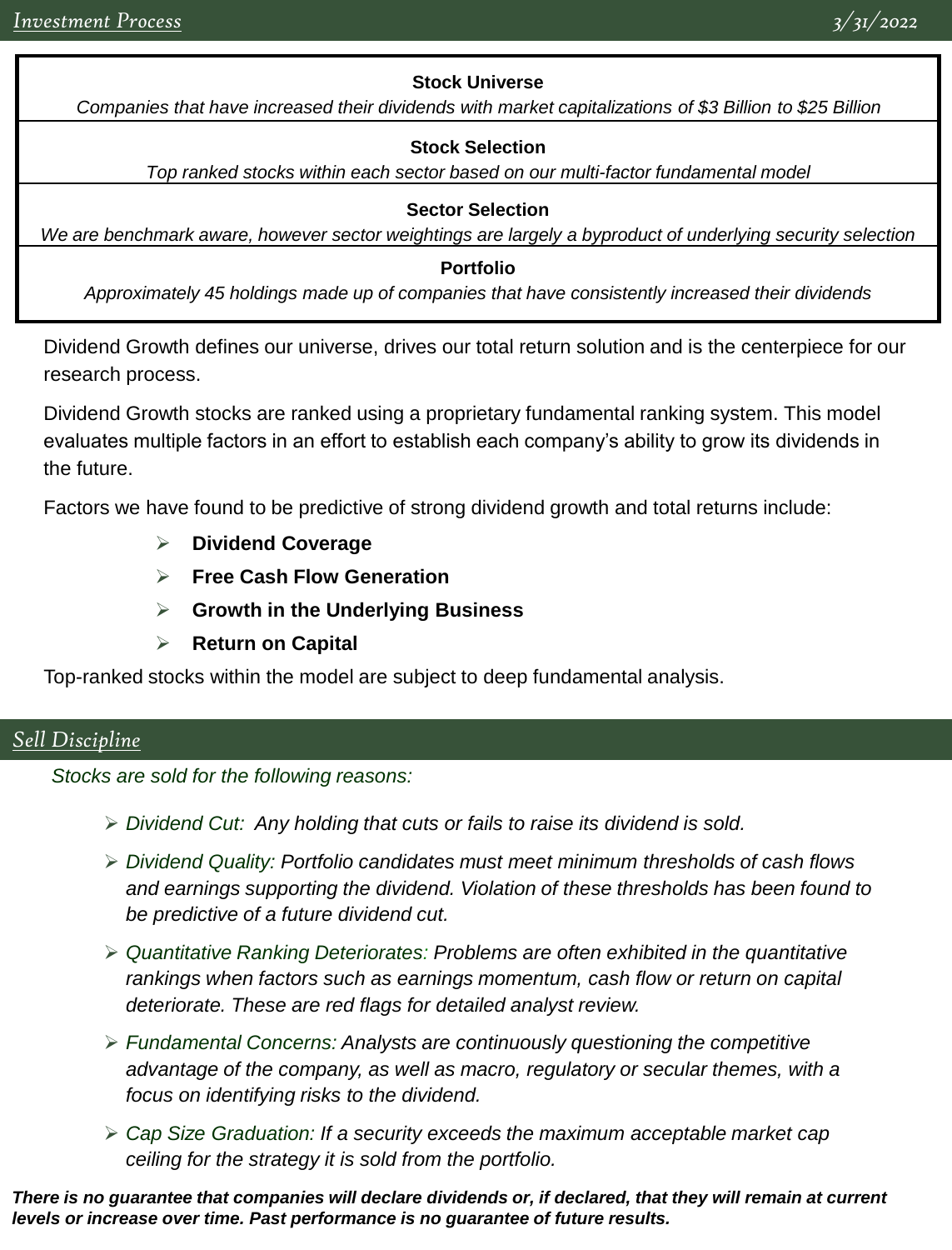## Investment Process

3/31/2022

**Stock Universe**

*Companies that have increased their dividends with market capitalizations of $3 Billion to $25 Billion*

**Stock Selection**

*Top ranked stocks within each sector based on our multi-factor fundamental model*

**Sector Selection**

*We are benchmark aware, however sector weightings are largely a byproduct of underlying security selection*

**Portfolio**

*Approximately 45 holdings made up of companies that have consistently increased their dividends*

Dividend Growth defines our universe, drives our total return solution and is the centerpiece for our research process.

Dividend Growth stocks are ranked using a proprietary fundamental ranking system. This model evaluates multiple factors in an effort to establish each company's ability to grow its dividends in the future.

Factors we have found to be predictive of strong dividend growth and total returns include:

- **Dividend Coverage**
- **Free Cash Flow Generation**
- **Growth in the Underlying Business**
- **Return on Capital**

Top-ranked stocks within the model are subject to deep fundamental analysis.

## Sell Discipline

*Stocks are sold for the following reasons:*

- *Dividend Cut: Any holding that cuts or fails to raise its dividend is sold.*
- *Dividend Quality: Portfolio candidates must meet minimum thresholds of cash flows and earnings supporting the dividend. Violation of these thresholds has been found to be predictive of a future dividend cut.*
- *Quantitative Ranking Deteriorates: Problems are often exhibited in the quantitative rankings when factors such as earnings momentum, cash flow or return on capital deteriorate. These are red flags for detailed analyst review.*
- *Fundamental Concerns: Analysts are continuously questioning the competitive advantage of the company, as well as macro, regulatory or secular themes, with a focus on identifying risks to the dividend.*
- *Cap Size Graduation: If a security exceeds the maximum acceptable market cap ceiling for the strategy it is sold from the portfolio.*

***There is no guarantee that companies will declare dividends or, if declared, that they will remain at current levels or increase over time. Past performance is no guarantee of future results.***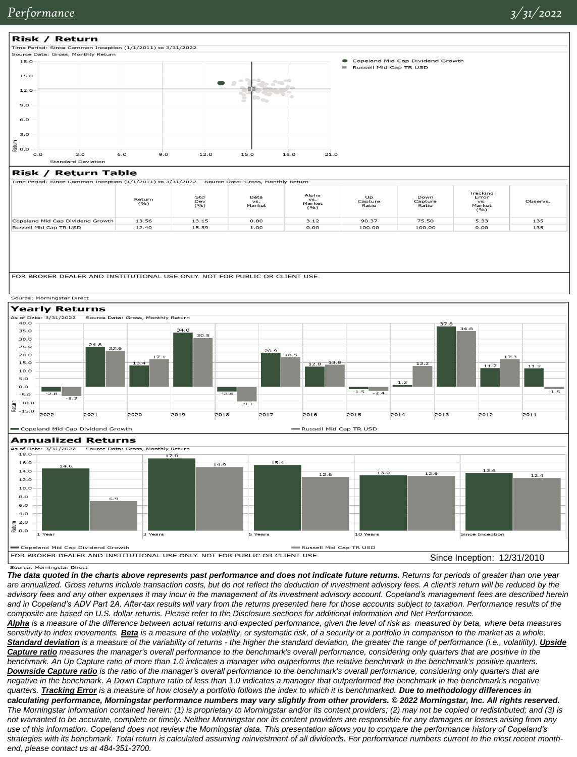## Performance

3/31/2022

### Risk / Return

Time Period: Since Common Inception (1/1/2011) to 3/31/2022

Source Data: Gross, Monthly Return

18.0
15.0
12.0
9.0
6.0
3.0
0.0

Return

0.0 3.0 6.0 9.0 12.0 15.0 18.0 21.0

Standard Deviation

Copeland Mid Cap Dividend Growth

Russell Mid Cap TR USD

### Risk / Return Table

Time Period: Since Common Inception (1/1/2011) to 3/31/2022 Source Data: Gross, Monthly Return

| | Return (%) | Std Dev (%) | Beta vs. Market | Alpha vs. Market (%) | Up Capture Ratio | Down Capture Ratio | Tracking Error vs. Market (%) | Observs. |
|---|---|---|---|---|---|---|---|---|
| Copeland Mid Cap Dividend Growth | 13.56 | 13.15 | 0.80 | 3.12 | 90.37 | 75.50 | 5.33 | 135 |
| Russell Mid Cap TR USD | 12.40 | 15.39 | 1.00 | 0.00 | 100.00 | 100.00 | 0.00 | 135 |

FOR BROKER DEALER AND INSTITUTIONAL USE ONLY. NOT FOR PUBLIC OR CLIENT USE.

Source: Morningstar Direct

### Yearly Returns

As of Date: 3/31/2022 Source Data: Gross, Monthly Return

40.0
35.0
30.0
25.0
20.0
15.0
10.0
5.0
0.0
-5.0
-10.0
-15.0

Return

2022: -2.8, -5.7
2021: 24.8, 22.6
2020: 13.4, 17.1
2019: 34.0, 30.5
2018: -2.8, -9.1
2017: 20.9, 18.5
2016: 12.8, 13.8
2015: -1.5, -2.4
2014: 1.2, 13.2
2013: 37.8, 34.8
2012: 11.7, 17.3
2011: 11.5, -1.5

Copeland Mid Cap Dividend Growth

Russell Mid Cap TR USD

### Annualized Returns

As of Date: 3/31/2022 Source Data: Gross, Monthly Return

18.0
16.0
14.0
12.0
10.0
8.0
6.0
4.0
2.0
0.0

Return

1 Year: 14.6, 6.9
3 Years: 17.0, 14.9
5 Years: 15.4, 12.6
10 Years: 13.0, 12.9
Since Inception: 13.6, 12.4

Copeland Mid Cap Dividend Growth

Russell Mid Cap TR USD

FOR BROKER DEALER AND INSTITUTIONAL USE ONLY. NOT FOR PUBLIC OR CLIENT USE.

Since Inception: 12/31/2010

Source: Morningstar Direct

***The data quoted in the charts above represents past performance and does not indicate future returns.*** *Returns for periods of greater than one year are annualized. Gross returns include transaction costs, but do not reflect the deduction of investment advisory fees. A client's return will be reduced by the advisory fees and any other expenses it may incur in the management of its investment advisory account. Copeland's management fees are described herein and in Copeland's ADV Part 2A. After-tax results will vary from the returns presented here for those accounts subject to taxation. Performance results of the composite are based on U.S. dollar returns. Please refer to the Disclosure sections for additional information and Net Performance.*

***Alpha*** *is a measure of the difference between actual returns and expected performance, given the level of risk as measured by beta, where beta measures sensitivity to index movements.* ***Beta*** *is a measure of the volatility, or systematic risk, of a security or a portfolio in comparison to the market as a whole.* ***Standard deviation*** *is a measure of the variability of returns - the higher the standard deviation, the greater the range of performance (i.e., volatility).* ***Upside Capture ratio*** *measures the manager's overall performance to the benchmark's overall performance, considering only quarters that are positive in the benchmark. An Up Capture ratio of more than 1.0 indicates a manager who outperforms the relative benchmark in the benchmark's positive quarters.* ***Downside Capture ratio*** *is the ratio of the manager's overall performance to the benchmark's overall performance, considering only quarters that are negative in the benchmark. A Down Capture ratio of less than 1.0 indicates a manager that outperformed the benchmark in the benchmark's negative quarters.* ***Tracking Error*** *is a measure of how closely a portfolio follows the index to which it is benchmarked.* ***Due to methodology differences in calculating performance, Morningstar performance numbers may vary slightly from other providers. © 2022 Morningstar, Inc. All rights reserved.*** *The Morningstar information contained herein: (1) is proprietary to Morningstar and/or its content providers; (2) may not be copied or redistributed; and (3) is not warranted to be accurate, complete or timely. Neither Morningstar nor its content providers are responsible for any damages or losses arising from any use of this information. Copeland does not review the Morningstar data. This presentation allows you to compare the performance history of Copeland's strategies with its benchmark. Total return is calculated assuming reinvestment of all dividends. For performance numbers current to the most recent month-end, please contact us at 484-351-3700.*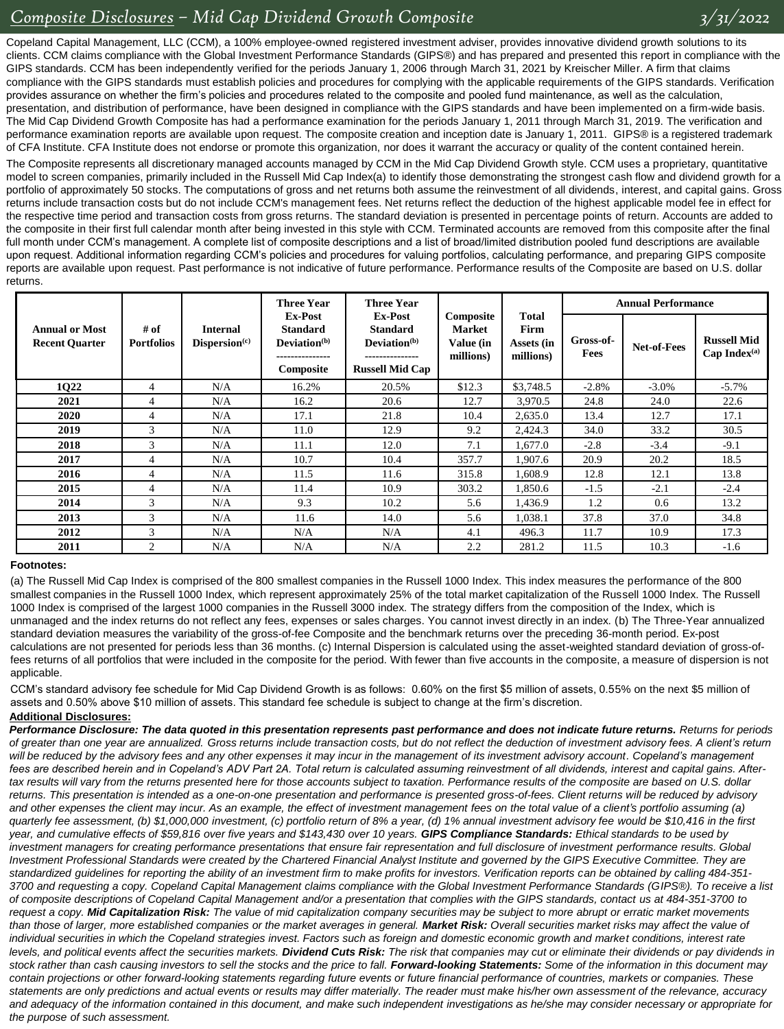## *Composite Disclosures – Mid Cap Dividend Growth Composite* *3/31/2022*

Copeland Capital Management, LLC (CCM), a 100% employee-owned registered investment adviser, provides innovative dividend growth solutions to its clients. CCM claims compliance with the Global Investment Performance Standards (GIPS®) and has prepared and presented this report in compliance with the GIPS standards. CCM has been independently verified for the periods January 1, 2006 through March 31, 2021 by Kreischer Miller. A firm that claims compliance with the GIPS standards must establish policies and procedures for complying with the applicable requirements of the GIPS standards. Verification provides assurance on whether the firm's policies and procedures related to the composite and pooled fund maintenance, as well as the calculation, presentation, and distribution of performance, have been designed in compliance with the GIPS standards and have been implemented on a firm-wide basis. The Mid Cap Dividend Growth Composite has had a performance examination for the periods January 1, 2011 through March 31, 2019. The verification and performance examination reports are available upon request. The composite creation and inception date is January 1, 2011. GIPS® is a registered trademark of CFA Institute. CFA Institute does not endorse or promote this organization, nor does it warrant the accuracy or quality of the content contained herein.

The Composite represents all discretionary managed accounts managed by CCM in the Mid Cap Dividend Growth style. CCM uses a proprietary, quantitative model to screen companies, primarily included in the Russell Mid Cap Index(a) to identify those demonstrating the strongest cash flow and dividend growth for a portfolio of approximately 50 stocks. The computations of gross and net returns both assume the reinvestment of all dividends, interest, and capital gains. Gross returns include transaction costs but do not include CCM's management fees. Net returns reflect the deduction of the highest applicable model fee in effect for the respective time period and transaction costs from gross returns. The standard deviation is presented in percentage points of return. Accounts are added to the composite in their first full calendar month after being invested in this style with CCM. Terminated accounts are removed from this composite after the final full month under CCM's management. A complete list of composite descriptions and a list of broad/limited distribution pooled fund descriptions are available upon request. Additional information regarding CCM's policies and procedures for valuing portfolios, calculating performance, and preparing GIPS composite reports are available upon request. Past performance is not indicative of future performance. Performance results of the Composite are based on U.S. dollar returns.

| Annual or Most Recent Quarter | # of Portfolios | Internal Dispersion(c) | Three Year Ex-Post Standard Deviation(b) Composite | Three Year Ex-Post Standard Deviation(b) Russell Mid Cap | Composite Market Value (in millions) | Total Firm Assets (in millions) | Annual Performance | | |
|---|---|---|---|---|---|---|---|---|---|
| | | | | | | | Gross-of-Fees | Net-of-Fees | Russell Mid Cap Index(a) |
| 1Q22 | 4 | N/A | 16.2% | 20.5% | $12.3 | $3,748.5 | -2.8% | -3.0% | -5.7% |
| 2021 | 4 | N/A | 16.2 | 20.6 | 12.7 | 3,970.5 | 24.8 | 24.0 | 22.6 |
| 2020 | 4 | N/A | 17.1 | 21.8 | 10.4 | 2,635.0 | 13.4 | 12.7 | 17.1 |
| 2019 | 3 | N/A | 11.0 | 12.9 | 9.2 | 2,424.3 | 34.0 | 33.2 | 30.5 |
| 2018 | 3 | N/A | 11.1 | 12.0 | 7.1 | 1,677.0 | -2.8 | -3.4 | -9.1 |
| 2017 | 4 | N/A | 10.7 | 10.4 | 357.7 | 1,907.6 | 20.9 | 20.2 | 18.5 |
| 2016 | 4 | N/A | 11.5 | 11.6 | 315.8 | 1,608.9 | 12.8 | 12.1 | 13.8 |
| 2015 | 4 | N/A | 11.4 | 10.9 | 303.2 | 1,850.6 | -1.5 | -2.1 | -2.4 |
| 2014 | 3 | N/A | 9.3 | 10.2 | 5.6 | 1,436.9 | 1.2 | 0.6 | 13.2 |
| 2013 | 3 | N/A | 11.6 | 14.0 | 5.6 | 1,038.1 | 37.8 | 37.0 | 34.8 |
| 2012 | 3 | N/A | N/A | N/A | 4.1 | 496.3 | 11.7 | 10.9 | 17.3 |
| 2011 | 2 | N/A | N/A | N/A | 2.2 | 281.2 | 11.5 | 10.3 | -1.6 |

**Footnotes:**

(a) The Russell Mid Cap Index is comprised of the 800 smallest companies in the Russell 1000 Index. This index measures the performance of the 800 smallest companies in the Russell 1000 Index, which represent approximately 25% of the total market capitalization of the Russell 1000 Index. The Russell 1000 Index is comprised of the largest 1000 companies in the Russell 3000 index. The strategy differs from the composition of the Index, which is unmanaged and the index returns do not reflect any fees, expenses or sales charges. You cannot invest directly in an index. (b) The Three-Year annualized standard deviation measures the variability of the gross-of-fee Composite and the benchmark returns over the preceding 36-month period. Ex-post calculations are not presented for periods less than 36 months. (c) Internal Dispersion is calculated using the asset-weighted standard deviation of gross-of-fees returns of all portfolios that were included in the composite for the period. With fewer than five accounts in the composite, a measure of dispersion is not applicable.

CCM's standard advisory fee schedule for Mid Cap Dividend Growth is as follows: 0.60% on the first $5 million of assets, 0.55% on the next $5 million of assets and 0.50% above $10 million of assets. This standard fee schedule is subject to change at the firm's discretion.

**Additional Disclosures:**

***Performance Disclosure: The data quoted in this presentation represents past performance and does not indicate future returns.*** *Returns for periods of greater than one year are annualized. Gross returns include transaction costs, but do not reflect the deduction of investment advisory fees. A client's return will be reduced by the advisory fees and any other expenses it may incur in the management of its investment advisory account. Copeland's management fees are described herein and in Copeland's ADV Part 2A. Total return is calculated assuming reinvestment of all dividends, interest and capital gains. After-tax results will vary from the returns presented here for those accounts subject to taxation. Performance results of the composite are based on U.S. dollar returns. This presentation is intended as a one-on-one presentation and performance is presented gross-of-fees. Client returns will be reduced by advisory and other expenses the client may incur. As an example, the effect of investment management fees on the total value of a client's portfolio assuming (a) quarterly fee assessment, (b) $1,000,000 investment, (c) portfolio return of 8% a year, (d) 1% annual investment advisory fee would be $10,416 in the first year, and cumulative effects of $59,816 over five years and $143,430 over 10 years.* ***GIPS Compliance Standards:*** *Ethical standards to be used by investment managers for creating performance presentations that ensure fair representation and full disclosure of investment performance results. Global Investment Professional Standards were created by the Chartered Financial Analyst Institute and governed by the GIPS Executive Committee. They are standardized guidelines for reporting the ability of an investment firm to make profits for investors. Verification reports can be obtained by calling 484-351-3700 and requesting a copy. Copeland Capital Management claims compliance with the Global Investment Performance Standards (GIPS®). To receive a list of composite descriptions of Copeland Capital Management and/or a presentation that complies with the GIPS standards, contact us at 484-351-3700 to request a copy.* ***Mid Capitalization Risk:*** *The value of mid capitalization company securities may be subject to more abrupt or erratic market movements than those of larger, more established companies or the market averages in general.* ***Market Risk:*** *Overall securities market risks may affect the value of individual securities in which the Copeland strategies invest. Factors such as foreign and domestic economic growth and market conditions, interest rate levels, and political events affect the securities markets.* ***Dividend Cuts Risk:*** *The risk that companies may cut or eliminate their dividends or pay dividends in stock rather than cash causing investors to sell the stocks and the price to fall.* ***Forward-looking Statements:*** *Some of the information in this document may contain projections or other forward-looking statements regarding future events or future financial performance of countries, markets or companies. These statements are only predictions and actual events or results may differ materially. The reader must make his/her own assessment of the relevance, accuracy and adequacy of the information contained in this document, and make such independent investigations as he/she may consider necessary or appropriate for the purpose of such assessment.*